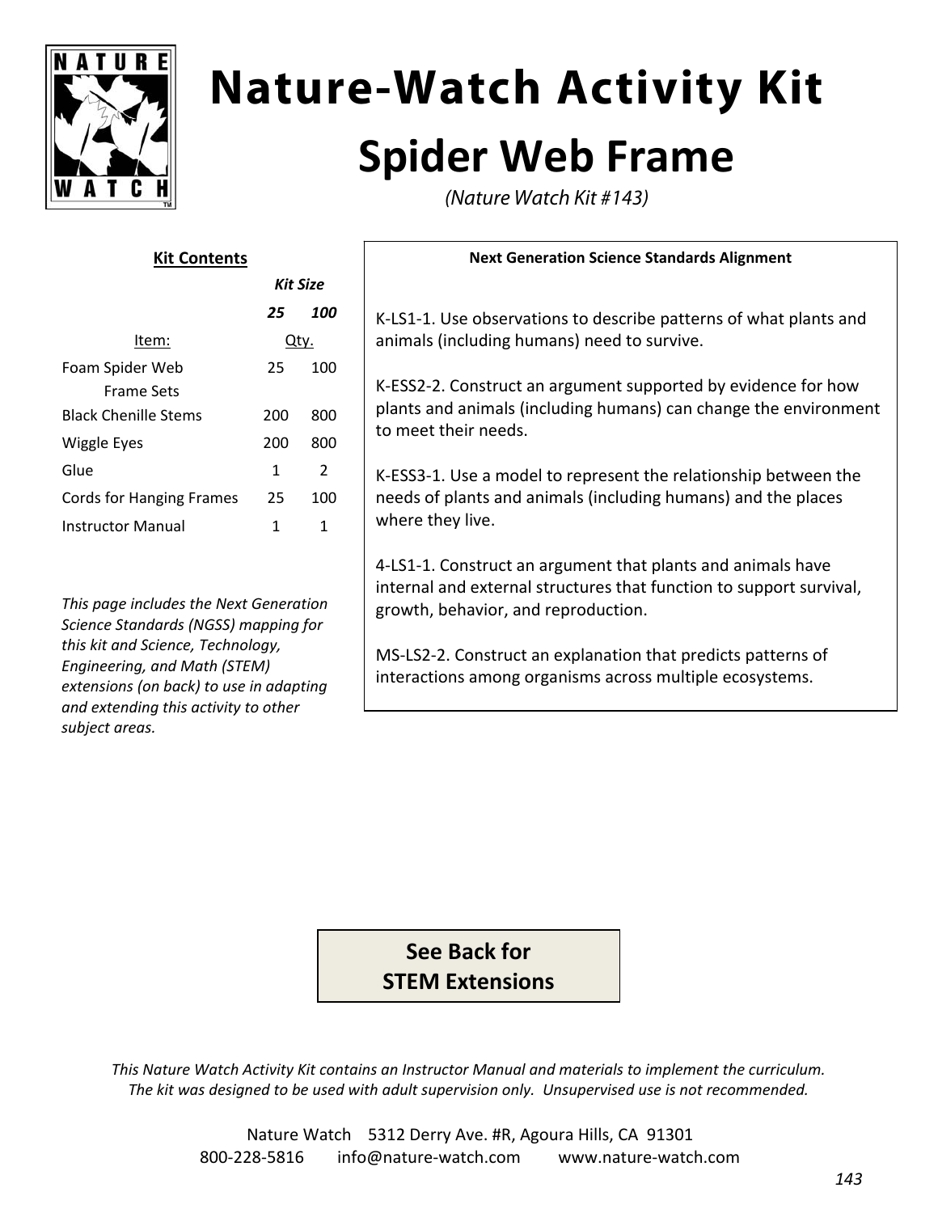# Nature-Watch Activity Kit

## Spider Web Frame

*(Nature Watch Kit #143)*

**Kit Contents**

| Item: | Kit Size 25 Qty. | Kit Size 100 Qty. |
|---|---|---|
| Foam Spider Web Frame Sets | 25 | 100 |
| Black Chenille Stems | 200 | 800 |
| Wiggle Eyes | 200 | 800 |
| Glue | 1 | 2 |
| Cords for Hanging Frames | 25 | 100 |
| Instructor Manual | 1 | 1 |

*This page includes the Next Generation Science Standards (NGSS) mapping for this kit and Science, Technology, Engineering, and Math (STEM) extensions (on back) to use in adapting and extending this activity to other subject areas.*

**Next Generation Science Standards Alignment**

K-LS1-1. Use observations to describe patterns of what plants and animals (including humans) need to survive.

K-ESS2-2. Construct an argument supported by evidence for how plants and animals (including humans) can change the environment to meet their needs.

K-ESS3-1. Use a model to represent the relationship between the needs of plants and animals (including humans) and the places where they live.

4-LS1-1. Construct an argument that plants and animals have internal and external structures that function to support survival, growth, behavior, and reproduction.

MS-LS2-2. Construct an explanation that predicts patterns of interactions among organisms across multiple ecosystems.

**See Back for STEM Extensions**

*This Nature Watch Activity Kit contains an Instructor Manual and materials to implement the curriculum. The kit was designed to be used with adult supervision only. Unsupervised use is not recommended.*

Nature Watch 5312 Derry Ave. #R, Agoura Hills, CA 91301
800-228-5816 info@nature-watch.com www.nature-watch.com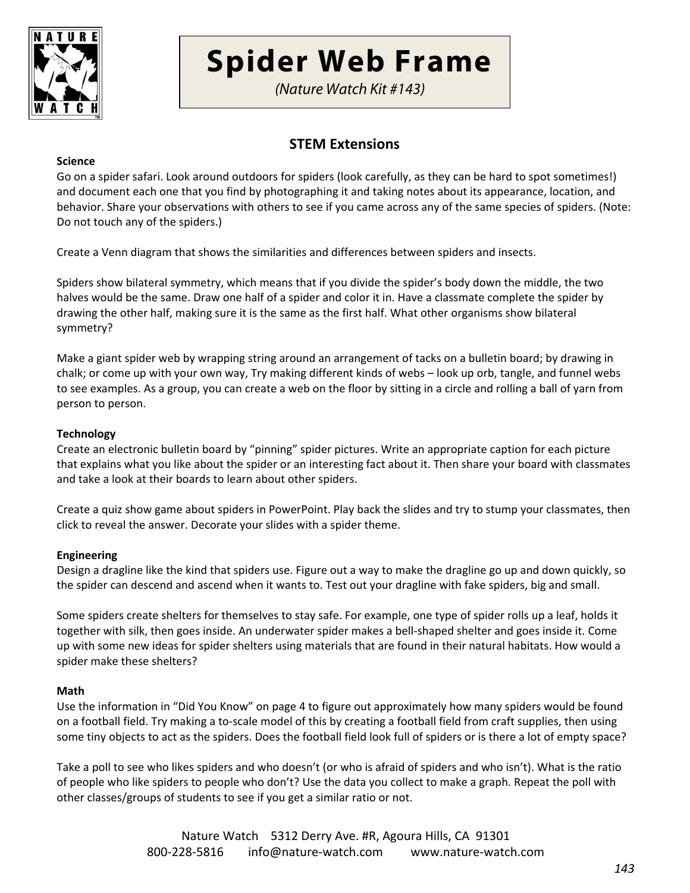# Spider Web Frame

*(Nature Watch Kit #143)*

## STEM Extensions

**Science**

Go on a spider safari. Look around outdoors for spiders (look carefully, as they can be hard to spot sometimes!) and document each one that you find by photographing it and taking notes about its appearance, location, and behavior. Share your observations with others to see if you came across any of the same species of spiders. (Note: Do not touch any of the spiders.)

Create a Venn diagram that shows the similarities and differences between spiders and insects.

Spiders show bilateral symmetry, which means that if you divide the spider's body down the middle, the two halves would be the same. Draw one half of a spider and color it in. Have a classmate complete the spider by drawing the other half, making sure it is the same as the first half. What other organisms show bilateral symmetry?

Make a giant spider web by wrapping string around an arrangement of tacks on a bulletin board; by drawing in chalk; or come up with your own way, Try making different kinds of webs – look up orb, tangle, and funnel webs to see examples. As a group, you can create a web on the floor by sitting in a circle and rolling a ball of yarn from person to person.

**Technology**

Create an electronic bulletin board by "pinning" spider pictures. Write an appropriate caption for each picture that explains what you like about the spider or an interesting fact about it. Then share your board with classmates and take a look at their boards to learn about other spiders.

Create a quiz show game about spiders in PowerPoint. Play back the slides and try to stump your classmates, then click to reveal the answer. Decorate your slides with a spider theme.

**Engineering**

Design a dragline like the kind that spiders use. Figure out a way to make the dragline go up and down quickly, so the spider can descend and ascend when it wants to. Test out your dragline with fake spiders, big and small.

Some spiders create shelters for themselves to stay safe. For example, one type of spider rolls up a leaf, holds it together with silk, then goes inside. An underwater spider makes a bell-shaped shelter and goes inside it. Come up with some new ideas for spider shelters using materials that are found in their natural habitats. How would a spider make these shelters?

**Math**

Use the information in "Did You Know" on page 4 to figure out approximately how many spiders would be found on a football field. Try making a to-scale model of this by creating a football field from craft supplies, then using some tiny objects to act as the spiders. Does the football field look full of spiders or is there a lot of empty space?

Take a poll to see who likes spiders and who doesn't (or who is afraid of spiders and who isn't). What is the ratio of people who like spiders to people who don't? Use the data you collect to make a graph. Repeat the poll with other classes/groups of students to see if you get a similar ratio or not.

Nature Watch 5312 Derry Ave. #R, Agoura Hills, CA 91301
800-228-5816 info@nature-watch.com www.nature-watch.com